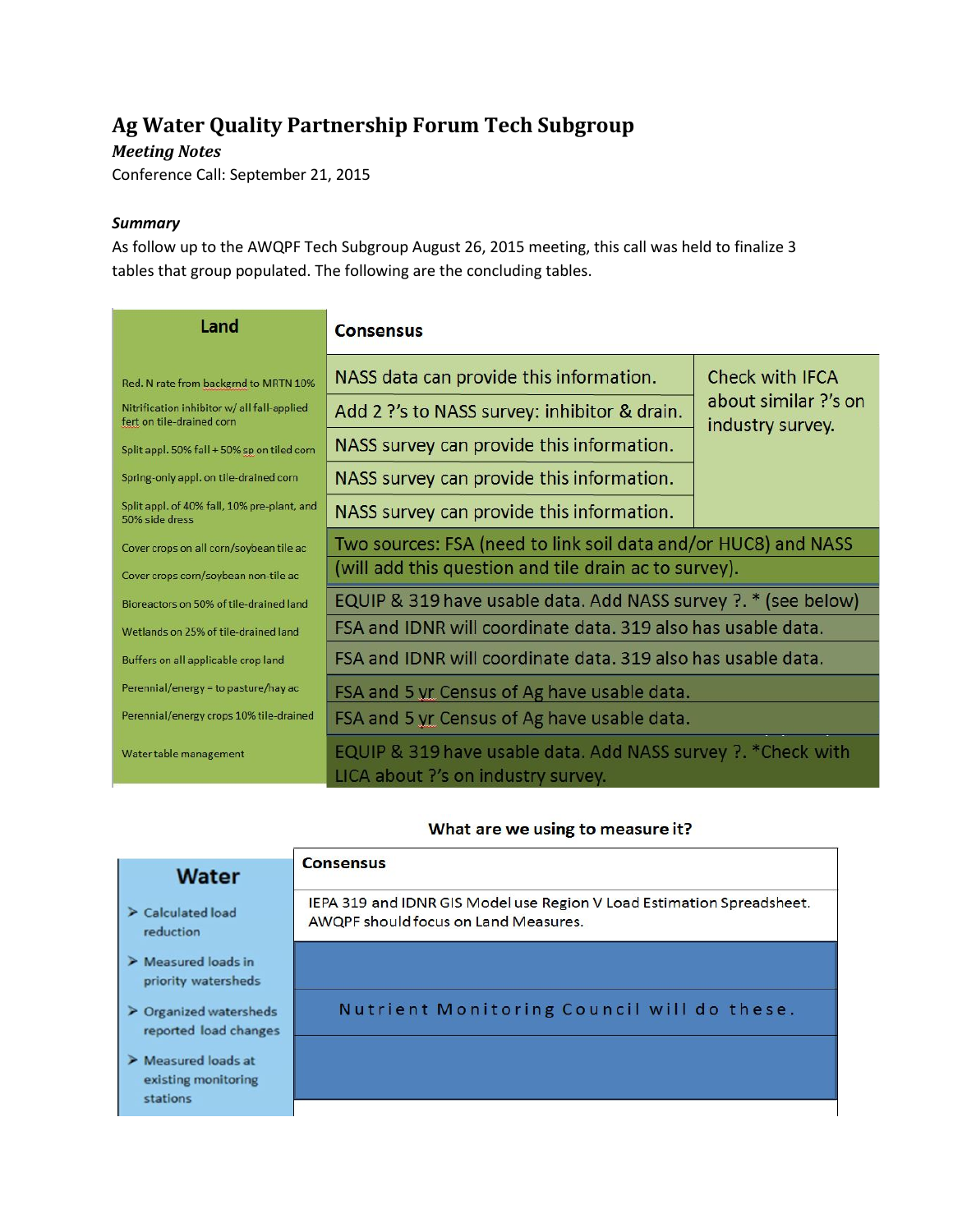# Ag Water Quality Partnership Forum Tech Subgroup

***Meeting Notes***

Conference Call: September 21, 2015

***Summary***

As follow up to the AWQPF Tech Subgroup August 26, 2015 meeting, this call was held to finalize 3 tables that group populated. The following are the concluding tables.

| Land | Consensus | |
|---|---|---|
| Red. N rate from backgrnd to MRTN 10% | NASS data can provide this information. | Check with IFCA about similar ?'s on industry survey. |
| Nitrification inhibitor w/ all fall-applied fert on tile-drained corn | Add 2 ?'s to NASS survey: inhibitor & drain. | |
| Split appl. 50% fall + 50% sp on tiled corn | NASS survey can provide this information. | |
| Spring-only appl. on tile-drained corn | NASS survey can provide this information. | |
| Split appl. of 40% fall, 10% pre-plant, and 50% side dress | NASS survey can provide this information. | |
| Cover crops on all corn/soybean tile ac | Two sources: FSA (need to link soil data and/or HUC8) and NASS | |
| Cover crops corn/soybean non-tile ac | (will add this question and tile drain ac to survey). | |
| Bioreactors on 50% of tile-drained land | EQUIP & 319 have usable data. Add NASS survey ?. * (see below) | |
| Wetlands on 25% of tile-drained land | FSA and IDNR will coordinate data. 319 also has usable data. | |
| Buffers on all applicable crop land | FSA and IDNR will coordinate data. 319 also has usable data. | |
| Perennial/energy = to pasture/hay ac | FSA and 5 yr Census of Ag have usable data. | |
| Perennial/energy crops 10% tile-drained | FSA and 5 yr Census of Ag have usable data. | |
| Water table management | EQUIP & 319 have usable data. Add NASS survey ?. *Check with LICA about ?'s on industry survey. | |

**What are we using to measure it?**

| Water | Consensus |
|---|---|
| ➤ Calculated load reduction | IEPA 319 and IDNR GIS Model use Region V Load Estimation Spreadsheet. AWQPF should focus on Land Measures. |
| ➤ Measured loads in priority watersheds | Nutrient Monitoring Council will do these. |
| ➤ Organized watersheds reported load changes | |
| ➤ Measured loads at existing monitoring stations | |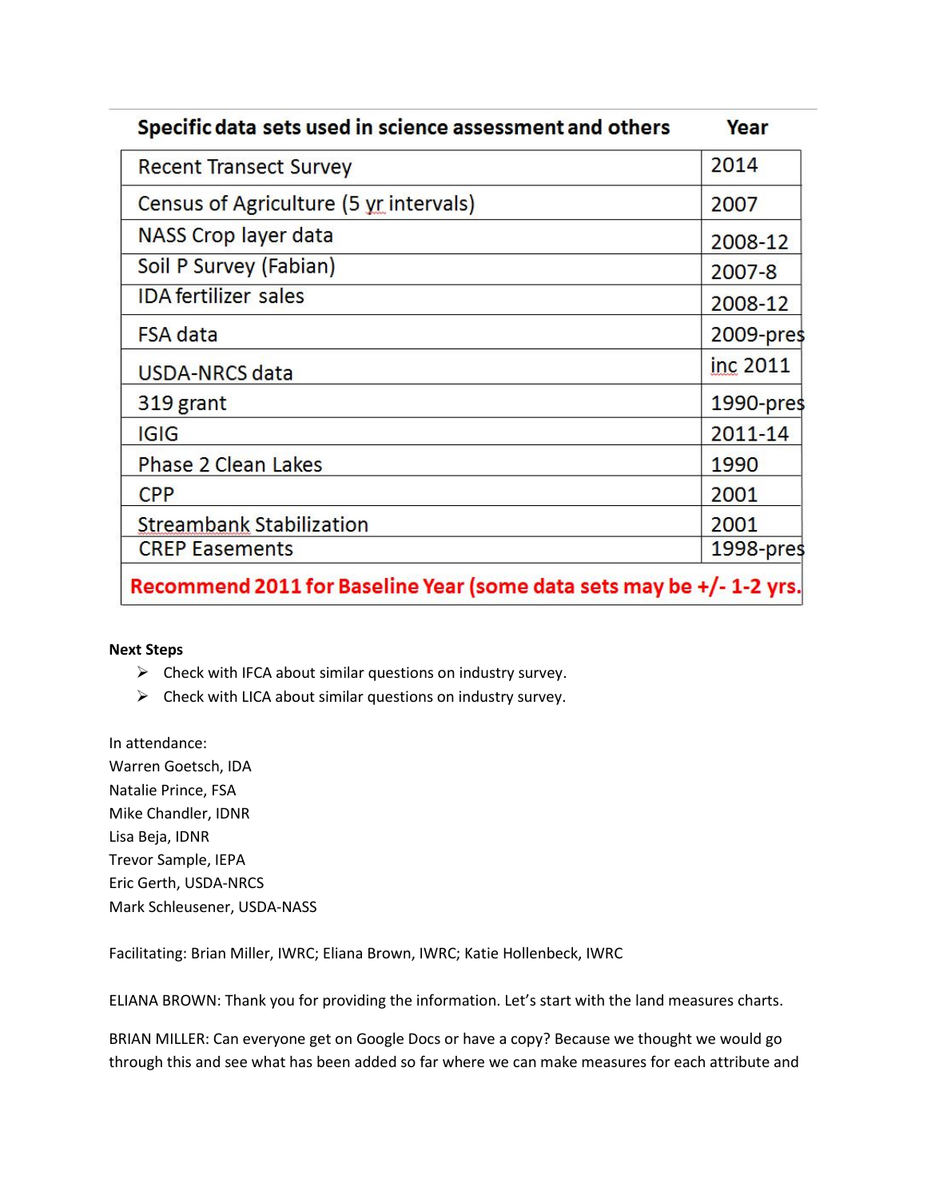| Specific data sets used in science assessment and others | Year |
|---|---|
| Recent Transect Survey | 2014 |
| Census of Agriculture (5 yr intervals) | 2007 |
| NASS Crop layer data | 2008-12 |
| Soil P Survey (Fabian) | 2007-8 |
| IDA fertilizer sales | 2008-12 |
| FSA data | 2009-pres |
| USDA-NRCS data | inc 2011 |
| 319 grant | 1990-pres |
| IGIG | 2011-14 |
| Phase 2 Clean Lakes | 1990 |
| CPP | 2001 |
| Streambank Stabilization | 2001 |
| CREP Easements | 1998-pres |
| **Recommend 2011 for Baseline Year (some data sets may be +/- 1-2 yrs.** | |

**Next Steps**

- Check with IFCA about similar questions on industry survey.
- Check with LICA about similar questions on industry survey.

In attendance:
Warren Goetsch, IDA
Natalie Prince, FSA
Mike Chandler, IDNR
Lisa Beja, IDNR
Trevor Sample, IEPA
Eric Gerth, USDA-NRCS
Mark Schleusener, USDA-NASS

Facilitating: Brian Miller, IWRC; Eliana Brown, IWRC; Katie Hollenbeck, IWRC

ELIANA BROWN: Thank you for providing the information. Let's start with the land measures charts.

BRIAN MILLER: Can everyone get on Google Docs or have a copy? Because we thought we would go through this and see what has been added so far where we can make measures for each attribute and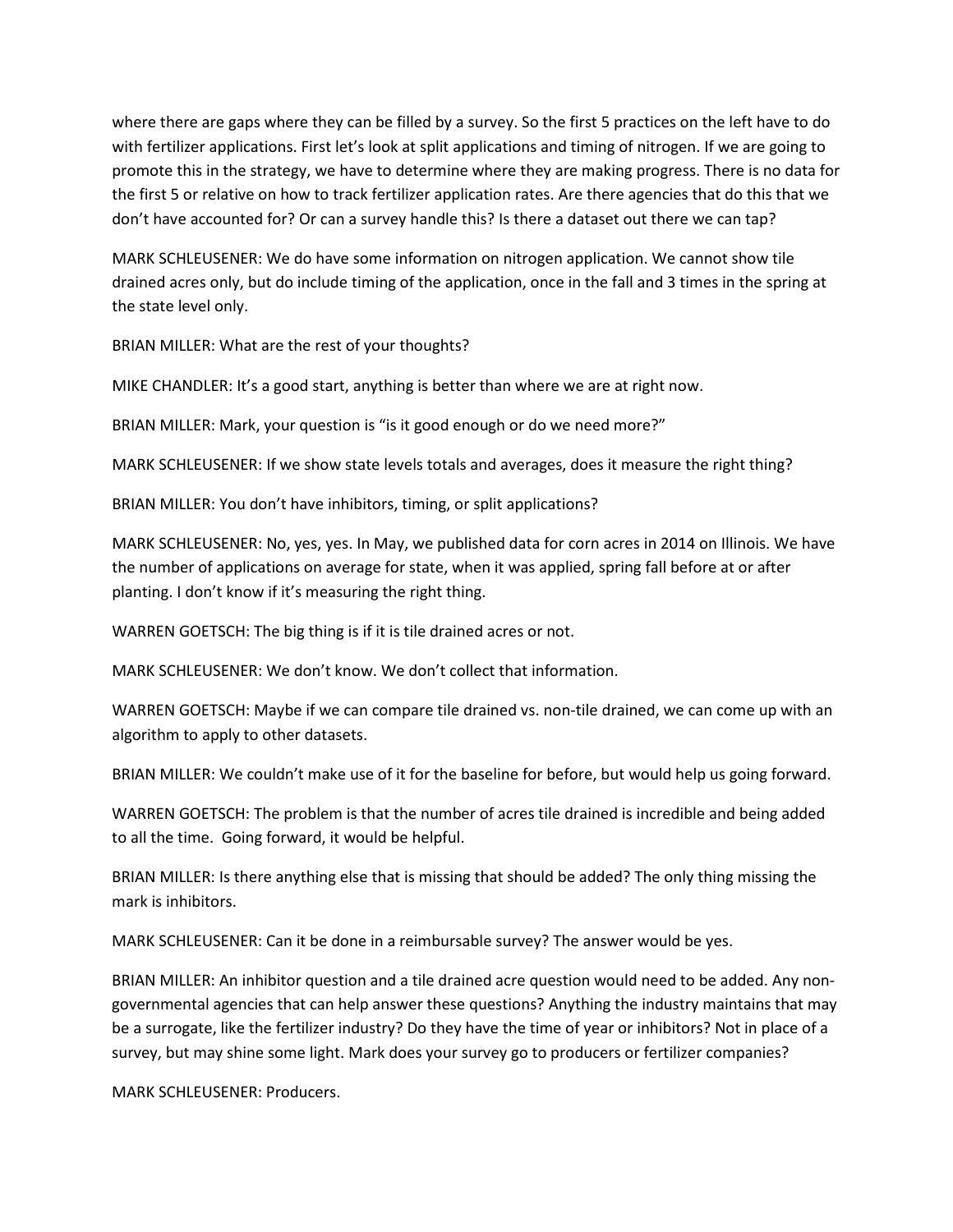where there are gaps where they can be filled by a survey. So the first 5 practices on the left have to do with fertilizer applications. First let's look at split applications and timing of nitrogen. If we are going to promote this in the strategy, we have to determine where they are making progress. There is no data for the first 5 or relative on how to track fertilizer application rates. Are there agencies that do this that we don't have accounted for? Or can a survey handle this? Is there a dataset out there we can tap?

MARK SCHLEUSENER: We do have some information on nitrogen application. We cannot show tile drained acres only, but do include timing of the application, once in the fall and 3 times in the spring at the state level only.

BRIAN MILLER: What are the rest of your thoughts?

MIKE CHANDLER: It's a good start, anything is better than where we are at right now.

BRIAN MILLER: Mark, your question is "is it good enough or do we need more?"

MARK SCHLEUSENER: If we show state levels totals and averages, does it measure the right thing?

BRIAN MILLER: You don't have inhibitors, timing, or split applications?

MARK SCHLEUSENER: No, yes, yes. In May, we published data for corn acres in 2014 on Illinois. We have the number of applications on average for state, when it was applied, spring fall before at or after planting. I don't know if it's measuring the right thing.

WARREN GOETSCH: The big thing is if it is tile drained acres or not.

MARK SCHLEUSENER: We don't know. We don't collect that information.

WARREN GOETSCH: Maybe if we can compare tile drained vs. non-tile drained, we can come up with an algorithm to apply to other datasets.

BRIAN MILLER: We couldn't make use of it for the baseline for before, but would help us going forward.

WARREN GOETSCH: The problem is that the number of acres tile drained is incredible and being added to all the time. Going forward, it would be helpful.

BRIAN MILLER: Is there anything else that is missing that should be added? The only thing missing the mark is inhibitors.

MARK SCHLEUSENER: Can it be done in a reimbursable survey? The answer would be yes.

BRIAN MILLER: An inhibitor question and a tile drained acre question would need to be added. Any non-governmental agencies that can help answer these questions? Anything the industry maintains that may be a surrogate, like the fertilizer industry? Do they have the time of year or inhibitors? Not in place of a survey, but may shine some light. Mark does your survey go to producers or fertilizer companies?

MARK SCHLEUSENER: Producers.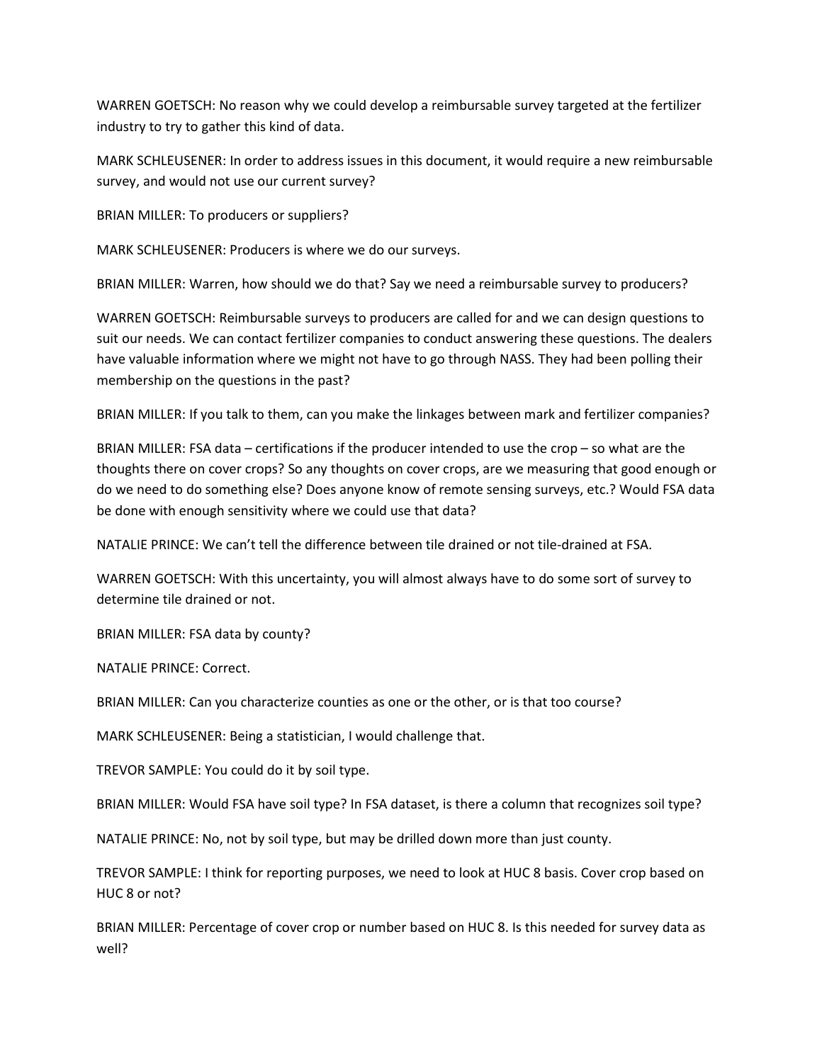WARREN GOETSCH: No reason why we could develop a reimbursable survey targeted at the fertilizer industry to try to gather this kind of data.

MARK SCHLEUSENER: In order to address issues in this document, it would require a new reimbursable survey, and would not use our current survey?

BRIAN MILLER: To producers or suppliers?

MARK SCHLEUSENER: Producers is where we do our surveys.

BRIAN MILLER: Warren, how should we do that? Say we need a reimbursable survey to producers?

WARREN GOETSCH: Reimbursable surveys to producers are called for and we can design questions to suit our needs. We can contact fertilizer companies to conduct answering these questions. The dealers have valuable information where we might not have to go through NASS. They had been polling their membership on the questions in the past?

BRIAN MILLER: If you talk to them, can you make the linkages between mark and fertilizer companies?

BRIAN MILLER: FSA data – certifications if the producer intended to use the crop – so what are the thoughts there on cover crops? So any thoughts on cover crops, are we measuring that good enough or do we need to do something else? Does anyone know of remote sensing surveys, etc.? Would FSA data be done with enough sensitivity where we could use that data?

NATALIE PRINCE: We can't tell the difference between tile drained or not tile-drained at FSA.

WARREN GOETSCH: With this uncertainty, you will almost always have to do some sort of survey to determine tile drained or not.

BRIAN MILLER: FSA data by county?

NATALIE PRINCE: Correct.

BRIAN MILLER: Can you characterize counties as one or the other, or is that too course?

MARK SCHLEUSENER: Being a statistician, I would challenge that.

TREVOR SAMPLE: You could do it by soil type.

BRIAN MILLER: Would FSA have soil type? In FSA dataset, is there a column that recognizes soil type?

NATALIE PRINCE: No, not by soil type, but may be drilled down more than just county.

TREVOR SAMPLE: I think for reporting purposes, we need to look at HUC 8 basis. Cover crop based on HUC 8 or not?

BRIAN MILLER: Percentage of cover crop or number based on HUC 8. Is this needed for survey data as well?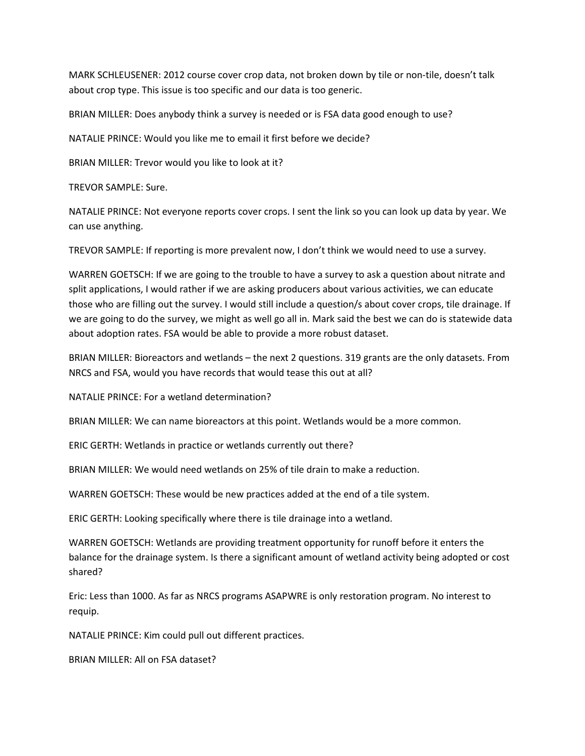MARK SCHLEUSENER: 2012 course cover crop data, not broken down by tile or non-tile, doesn't talk about crop type. This issue is too specific and our data is too generic.

BRIAN MILLER: Does anybody think a survey is needed or is FSA data good enough to use?

NATALIE PRINCE: Would you like me to email it first before we decide?

BRIAN MILLER: Trevor would you like to look at it?

TREVOR SAMPLE: Sure.

NATALIE PRINCE: Not everyone reports cover crops. I sent the link so you can look up data by year. We can use anything.

TREVOR SAMPLE: If reporting is more prevalent now, I don't think we would need to use a survey.

WARREN GOETSCH: If we are going to the trouble to have a survey to ask a question about nitrate and split applications, I would rather if we are asking producers about various activities, we can educate those who are filling out the survey. I would still include a question/s about cover crops, tile drainage. If we are going to do the survey, we might as well go all in. Mark said the best we can do is statewide data about adoption rates. FSA would be able to provide a more robust dataset.

BRIAN MILLER: Bioreactors and wetlands – the next 2 questions. 319 grants are the only datasets. From NRCS and FSA, would you have records that would tease this out at all?

NATALIE PRINCE: For a wetland determination?

BRIAN MILLER: We can name bioreactors at this point. Wetlands would be a more common.

ERIC GERTH: Wetlands in practice or wetlands currently out there?

BRIAN MILLER: We would need wetlands on 25% of tile drain to make a reduction.

WARREN GOETSCH: These would be new practices added at the end of a tile system.

ERIC GERTH: Looking specifically where there is tile drainage into a wetland.

WARREN GOETSCH: Wetlands are providing treatment opportunity for runoff before it enters the balance for the drainage system. Is there a significant amount of wetland activity being adopted or cost shared?

Eric: Less than 1000. As far as NRCS programs ASAPWRE is only restoration program. No interest to requip.

NATALIE PRINCE: Kim could pull out different practices.

BRIAN MILLER: All on FSA dataset?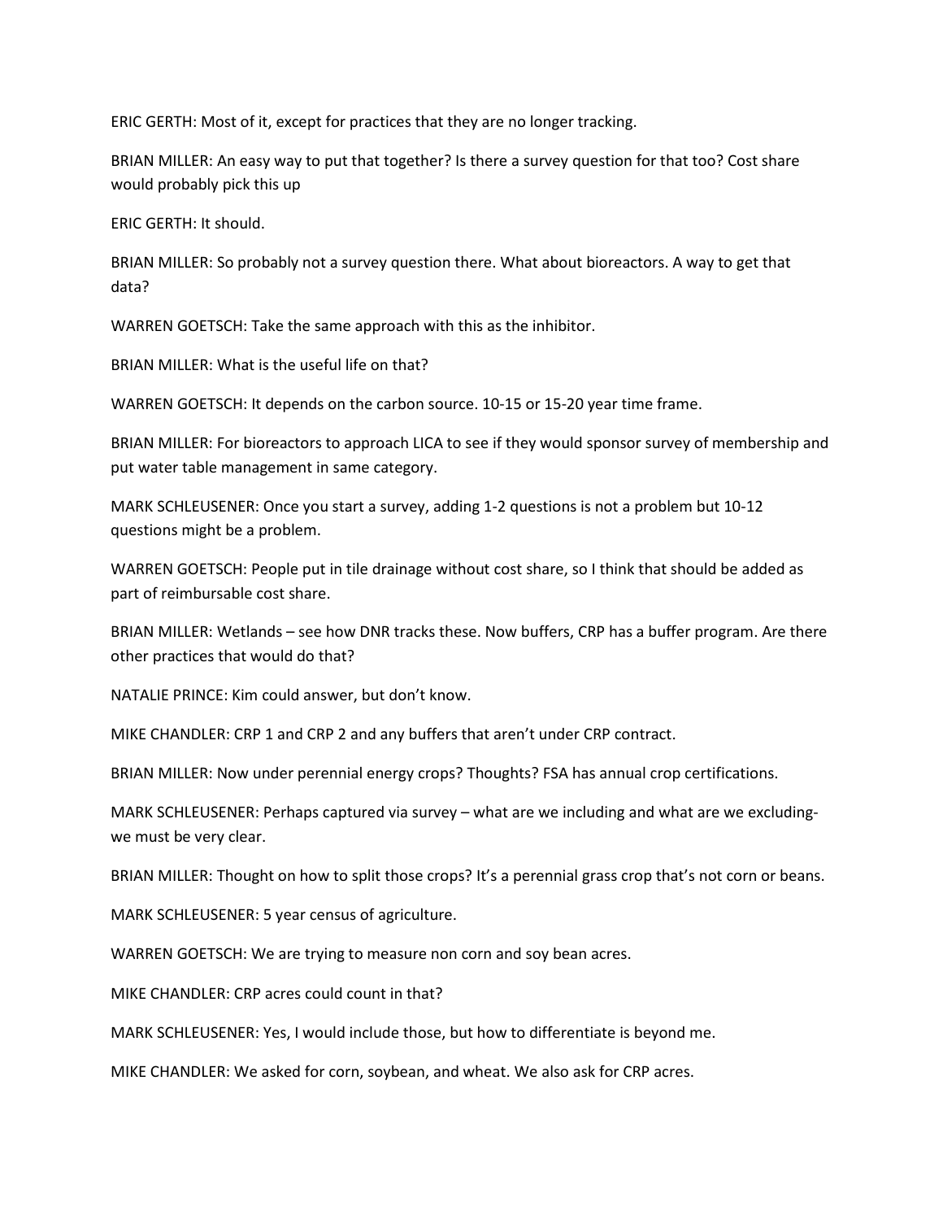ERIC GERTH: Most of it, except for practices that they are no longer tracking.

BRIAN MILLER: An easy way to put that together? Is there a survey question for that too? Cost share would probably pick this up

ERIC GERTH: It should.

BRIAN MILLER: So probably not a survey question there. What about bioreactors. A way to get that data?

WARREN GOETSCH: Take the same approach with this as the inhibitor.

BRIAN MILLER: What is the useful life on that?

WARREN GOETSCH: It depends on the carbon source. 10-15 or 15-20 year time frame.

BRIAN MILLER: For bioreactors to approach LICA to see if they would sponsor survey of membership and put water table management in same category.

MARK SCHLEUSENER: Once you start a survey, adding 1-2 questions is not a problem but 10-12 questions might be a problem.

WARREN GOETSCH: People put in tile drainage without cost share, so I think that should be added as part of reimbursable cost share.

BRIAN MILLER: Wetlands – see how DNR tracks these. Now buffers, CRP has a buffer program. Are there other practices that would do that?

NATALIE PRINCE: Kim could answer, but don't know.

MIKE CHANDLER: CRP 1 and CRP 2 and any buffers that aren't under CRP contract.

BRIAN MILLER: Now under perennial energy crops? Thoughts? FSA has annual crop certifications.

MARK SCHLEUSENER: Perhaps captured via survey – what are we including and what are we excluding- we must be very clear.

BRIAN MILLER: Thought on how to split those crops? It's a perennial grass crop that's not corn or beans.

MARK SCHLEUSENER: 5 year census of agriculture.

WARREN GOETSCH: We are trying to measure non corn and soy bean acres.

MIKE CHANDLER: CRP acres could count in that?

MARK SCHLEUSENER: Yes, I would include those, but how to differentiate is beyond me.

MIKE CHANDLER: We asked for corn, soybean, and wheat. We also ask for CRP acres.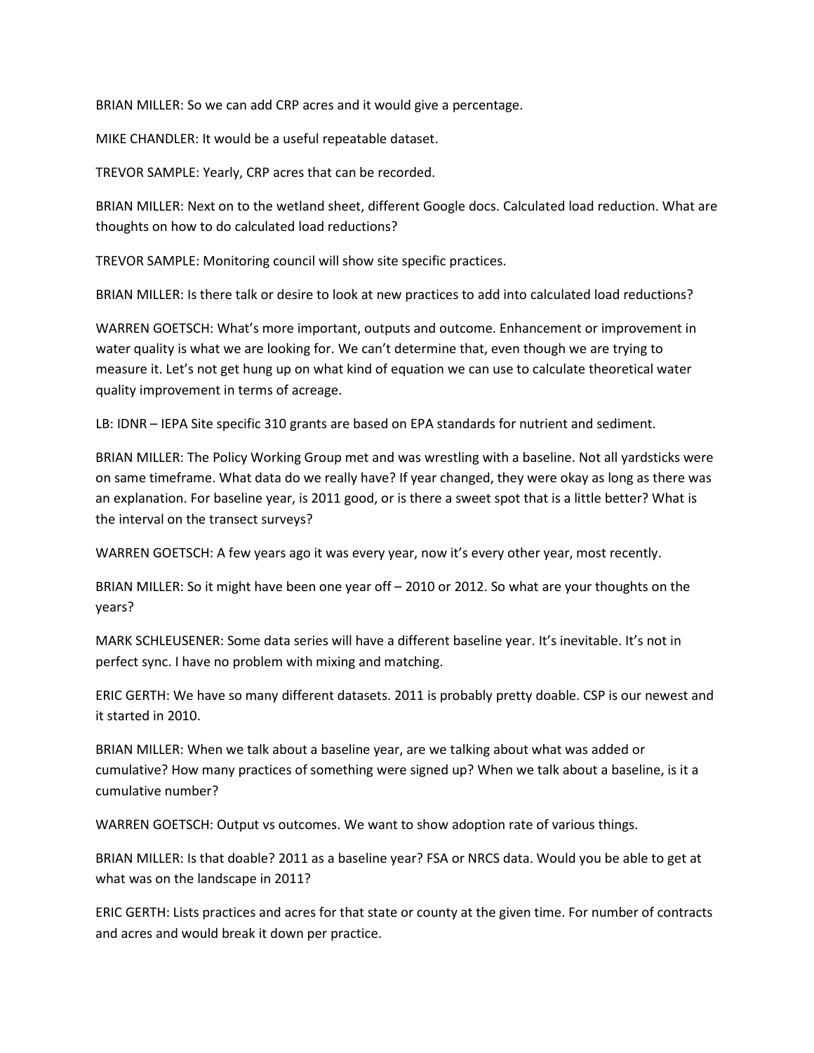BRIAN MILLER: So we can add CRP acres and it would give a percentage.

MIKE CHANDLER: It would be a useful repeatable dataset.

TREVOR SAMPLE: Yearly, CRP acres that can be recorded.

BRIAN MILLER: Next on to the wetland sheet, different Google docs. Calculated load reduction. What are thoughts on how to do calculated load reductions?

TREVOR SAMPLE: Monitoring council will show site specific practices.

BRIAN MILLER: Is there talk or desire to look at new practices to add into calculated load reductions?

WARREN GOETSCH: What's more important, outputs and outcome. Enhancement or improvement in water quality is what we are looking for. We can't determine that, even though we are trying to measure it. Let's not get hung up on what kind of equation we can use to calculate theoretical water quality improvement in terms of acreage.

LB: IDNR – IEPA Site specific 310 grants are based on EPA standards for nutrient and sediment.

BRIAN MILLER: The Policy Working Group met and was wrestling with a baseline. Not all yardsticks were on same timeframe. What data do we really have? If year changed, they were okay as long as there was an explanation. For baseline year, is 2011 good, or is there a sweet spot that is a little better? What is the interval on the transect surveys?

WARREN GOETSCH: A few years ago it was every year, now it's every other year, most recently.

BRIAN MILLER: So it might have been one year off – 2010 or 2012. So what are your thoughts on the years?

MARK SCHLEUSENER: Some data series will have a different baseline year. It's inevitable. It's not in perfect sync. I have no problem with mixing and matching.

ERIC GERTH: We have so many different datasets. 2011 is probably pretty doable. CSP is our newest and it started in 2010.

BRIAN MILLER: When we talk about a baseline year, are we talking about what was added or cumulative? How many practices of something were signed up? When we talk about a baseline, is it a cumulative number?

WARREN GOETSCH: Output vs outcomes. We want to show adoption rate of various things.

BRIAN MILLER: Is that doable? 2011 as a baseline year? FSA or NRCS data. Would you be able to get at what was on the landscape in 2011?

ERIC GERTH: Lists practices and acres for that state or county at the given time. For number of contracts and acres and would break it down per practice.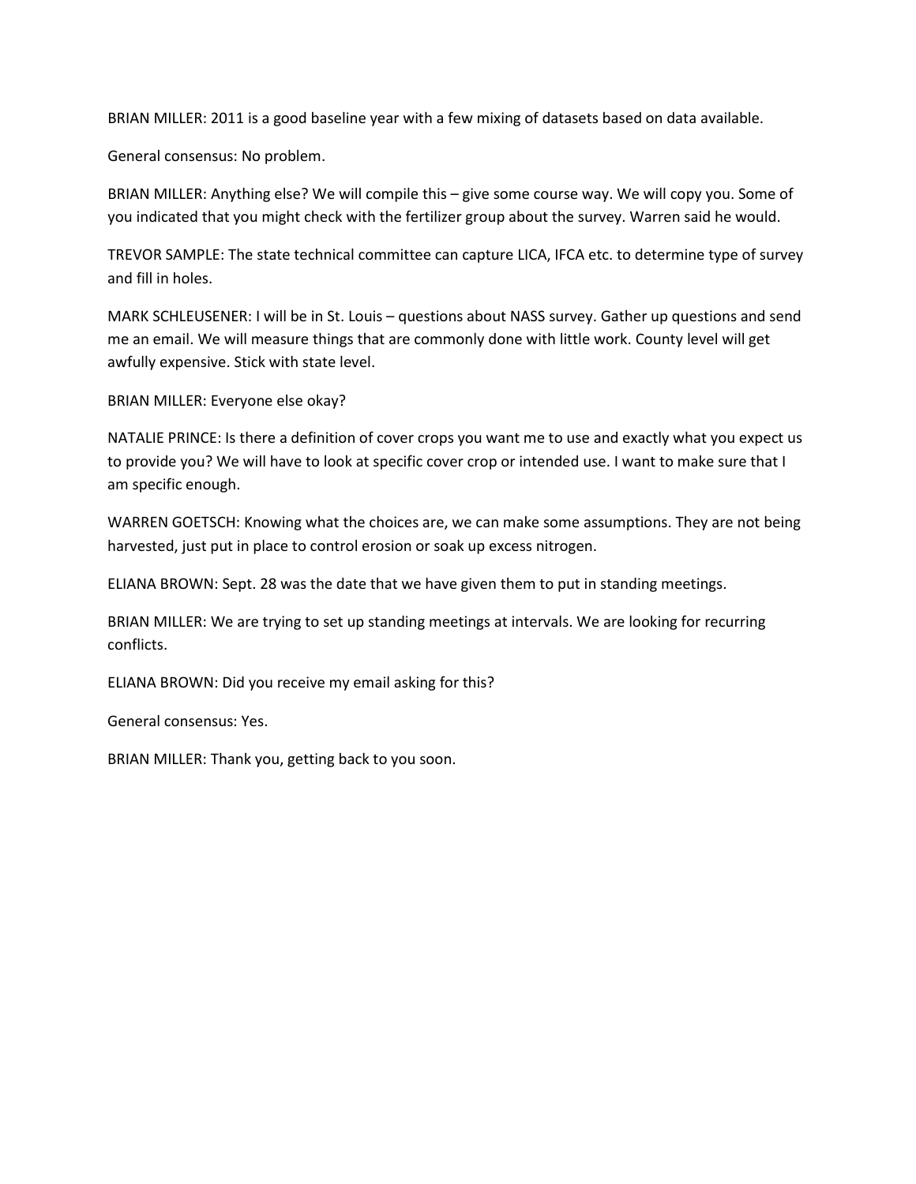BRIAN MILLER: 2011 is a good baseline year with a few mixing of datasets based on data available.

General consensus: No problem.

BRIAN MILLER: Anything else? We will compile this – give some course way. We will copy you. Some of you indicated that you might check with the fertilizer group about the survey. Warren said he would.

TREVOR SAMPLE: The state technical committee can capture LICA, IFCA etc. to determine type of survey and fill in holes.

MARK SCHLEUSENER: I will be in St. Louis – questions about NASS survey. Gather up questions and send me an email. We will measure things that are commonly done with little work. County level will get awfully expensive. Stick with state level.

BRIAN MILLER: Everyone else okay?

NATALIE PRINCE: Is there a definition of cover crops you want me to use and exactly what you expect us to provide you? We will have to look at specific cover crop or intended use. I want to make sure that I am specific enough.

WARREN GOETSCH: Knowing what the choices are, we can make some assumptions. They are not being harvested, just put in place to control erosion or soak up excess nitrogen.

ELIANA BROWN: Sept. 28 was the date that we have given them to put in standing meetings.

BRIAN MILLER: We are trying to set up standing meetings at intervals. We are looking for recurring conflicts.

ELIANA BROWN: Did you receive my email asking for this?

General consensus: Yes.

BRIAN MILLER: Thank you, getting back to you soon.